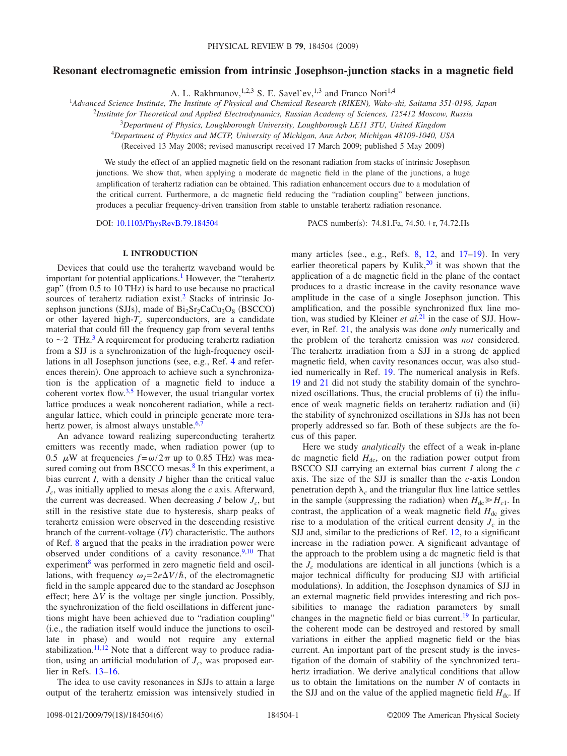# Resonant electromagnetic emission from intrinsic Josephson-junction stacks in a magnetic field

A. L. Rakhmanov,[1,2,3] S. E. Savel'ev,[1,3] and Franco Nori[1,4]

[1]Advanced Science Institute, The Institute of Physical and Chemical Research (RIKEN), Wako-shi, Saitama 351-0198, Japan
[2]Institute for Theoretical and Applied Electrodynamics, Russian Academy of Sciences, 125412 Moscow, Russia
[3]Department of Physics, Loughborough University, Loughborough LE11 3TU, United Kingdom
[4]Department of Physics and MCTP, University of Michigan, Ann Arbor, Michigan 48109-1040, USA

(Received 13 May 2008; revised manuscript received 17 March 2009; published 5 May 2009)

We study the effect of an applied magnetic field on the resonant radiation from stacks of intrinsic Josephson junctions. We show that, when applying a moderate dc magnetic field in the plane of the junctions, a huge amplification of terahertz radiation can be obtained. This radiation enhancement occurs due to a modulation of the critical current. Furthermore, a dc magnetic field reducing the "radiation coupling" between junctions, produces a peculiar frequency-driven transition from stable to unstable terahertz radiation resonance.

DOI: 10.1103/PhysRevB.79.184504

PACS number(s): 74.81.Fa, 74.50.+r, 74.72.Hs

## I. INTRODUCTION

Devices that could use the terahertz waveband would be important for potential applications.[1] However, the "terahertz gap" (from 0.5 to 10 THz) is hard to use because no practical sources of terahertz radiation exist.[2] Stacks of intrinsic Josephson junctions (SJJs), made of $Bi_2Sr_2CaCu_2O_8$ (BSCCO) or other layered high-$T_c$ superconductors, are a candidate material that could fill the frequency gap from several tenths to $\sim$2 THz.[3] A requirement for producing terahertz radiation from a SJJ is a synchronization of the high-frequency oscillations in all Josephson junctions (see, e.g., Ref. 4 and references therein). One approach to achieve such a synchronization is the application of a magnetic field to induce a coherent vortex flow.[3,5] However, the usual triangular vortex lattice produces a weak noncoherent radiation, while a rectangular lattice, which could in principle generate more terahertz power, is almost always unstable.[6,7]

An advance toward realizing superconducting terahertz emitters was recently made, when radiation power (up to 0.5 $\mu$W at frequencies $f=\omega/2\pi$ up to 0.85 THz) was measured coming out from BSCCO mesas.[8] In this experiment, a bias current $I$, with a density $J$ higher than the critical value $J_c$, was initially applied to mesas along the $c$ axis. Afterward, the current was decreased. When decreasing $J$ below $J_c$, but still in the resistive state due to hysteresis, sharp peaks of terahertz emission were observed in the descending resistive branch of the current-voltage ($IV$) characteristic. The authors of Ref. 8 argued that the peaks in the irradiation power were observed under conditions of a cavity resonance.[9,10] That experiment[8] was performed in zero magnetic field and oscillations, with frequency $\omega_J=2e\Delta V/\hbar$, of the electromagnetic field in the sample appeared due to the standard ac Josephson effect; here $\Delta V$ is the voltage per single junction. Possibly, the synchronization of the field oscillations in different junctions might have been achieved due to "radiation coupling" (i.e., the radiation itself would induce the junctions to oscillate in phase) and would not require any external stabilization.[11,12] Note that a different way to produce radiation, using an artificial modulation of $J_c$, was proposed earlier in Refs. 13–16.

The idea to use cavity resonances in SJJs to attain a large output of the terahertz emission was intensively studied in many articles (see., e.g., Refs. 8, 12, and 17–19). In very earlier theoretical papers by Kulik,[20] it was shown that the application of a dc magnetic field in the plane of the contact produces to a drastic increase in the cavity resonance wave amplitude in the case of a single Josephson junction. This amplification, and the possible synchronized flux line motion, was studied by Kleiner *et al.*[21] in the case of SJJ. However, in Ref. 21, the analysis was done *only* numerically and the problem of the terahertz emission was *not* considered. The terahertz irradiation from a SJJ in a strong dc applied magnetic field, when cavity resonances occur, was also studied numerically in Ref. 19. The numerical analysis in Refs. 19 and 21 did not study the stability domain of the synchronized oscillations. Thus, the crucial problems of (i) the influence of weak magnetic fields on terahertz radiation and (ii) the stability of synchronized oscillations in SJJs has not been properly addressed so far. Both of these subjects are the focus of this paper.

Here we study *analytically* the effect of a weak in-plane dc magnetic field $H_{dc}$, on the radiation power output from BSCCO SJJ carrying an external bias current $I$ along the $c$ axis. The size of the SJJ is smaller than the $c$-axis London penetration depth $\lambda_c$ and the triangular flux line lattice settles in the sample (suppressing the radiation) when $H_{dc}\gg H_{c1}$. In contrast, the application of a weak magnetic field $H_{dc}$ gives rise to a modulation of the critical current density $J_c$ in the SJJ and, similar to the predictions of Ref. 12, to a significant increase in the radiation power. A significant advantage of the approach to the problem using a dc magnetic field is that the $J_c$ modulations are identical in all junctions (which is a major technical difficulty for producing SJJ with artificial modulations). In addition, the Josephson dynamics of SJJ in an external magnetic field provides interesting and rich possibilities to manage the radiation parameters by small changes in the magnetic field or bias current.[19] In particular, the coherent mode can be destroyed and restored by small variations in either the applied magnetic field or the bias current. An important part of the present study is the investigation of the domain of stability of the synchronized terahertz irradiation. We derive analytical conditions that allow us to obtain the limitations on the number $N$ of contacts in the SJJ and on the value of the applied magnetic field $H_{dc}$. If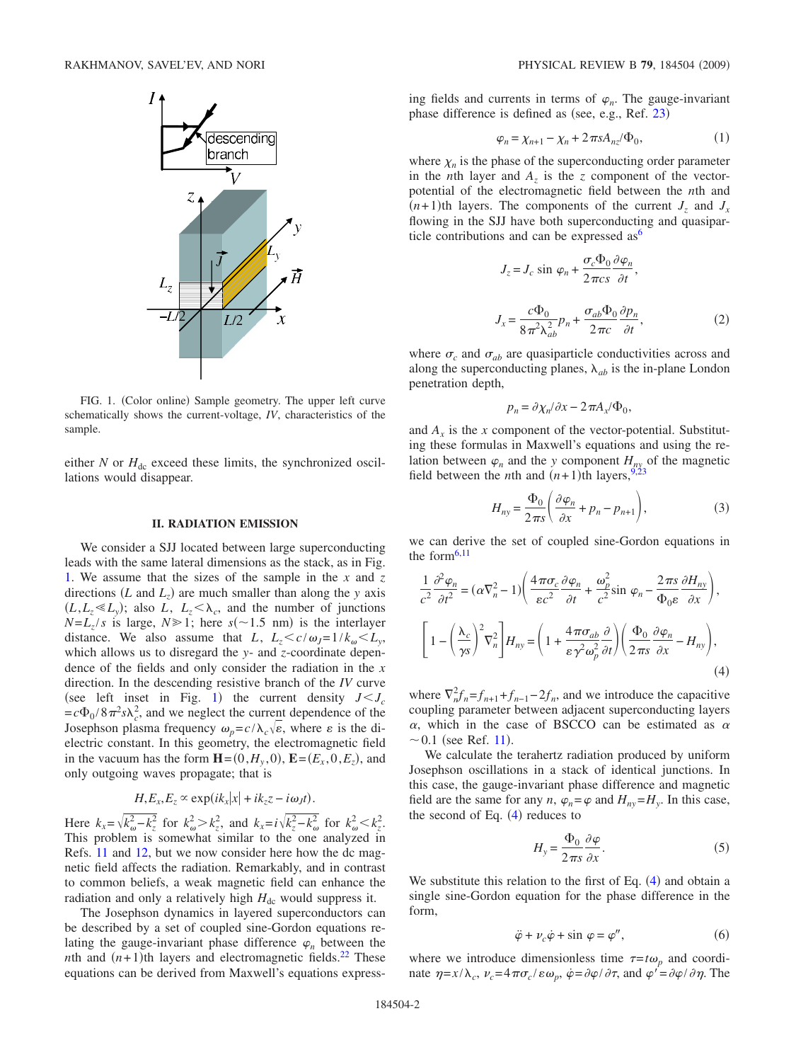FIG. 1. (Color online) Sample geometry. The upper left curve schematically shows the current-voltage, *IV*, characteristics of the sample.

either $N$ or $H_{dc}$ exceed these limits, the synchronized oscillations would disappear.

## II. RADIATION EMISSION

We consider a SJJ located between large superconducting leads with the same lateral dimensions as the stack, as in Fig. 1. We assume that the sizes of the sample in the $x$ and $z$ directions ($L$ and $L_z$) are much smaller than along the $y$ axis ($L, L_z \ll L_y$); also $L$, $L_z < \lambda_c$, and the number of junctions $N = L_z/s$ is large, $N \gg 1$; here $s(\sim 1.5$ nm) is the interlayer distance. We also assume that $L$, $L_z < c/\omega_J = 1/k_\omega < L_y$, which allows us to disregard the $y$- and $z$-coordinate dependence of the fields and only consider the radiation in the $x$ direction. In the descending resistive branch of the *IV* curve (see left inset in Fig. 1) the current density $J < J_c = c\Phi_0/8\pi^2 s\lambda_c^2$, and we neglect the current dependence of the Josephson plasma frequency $\omega_p = c/\lambda_c\sqrt{\varepsilon}$, where $\varepsilon$ is the dielectric constant. In this geometry, the electromagnetic field in the vacuum has the form $\mathbf{H} = (0, H_y, 0)$, $\mathbf{E} = (E_x, 0, E_z)$, and only outgoing waves propagate; that is

$$H, E_x, E_z \propto \exp(ik_x|x| + ik_z z - i\omega_J t).$$

Here $k_x = \sqrt{k_\omega^2 - k_z^2}$ for $k_\omega^2 > k_z^2$, and $k_x = i\sqrt{k_z^2 - k_\omega^2}$ for $k_\omega^2 < k_z^2$. This problem is somewhat similar to the one analyzed in Refs. 11 and 12, but we now consider here how the dc magnetic field affects the radiation. Remarkably, and in contrast to common beliefs, a weak magnetic field can enhance the radiation and only a relatively high $H_{dc}$ would suppress it.

The Josephson dynamics in layered superconductors can be described by a set of coupled sine-Gordon equations relating the gauge-invariant phase difference $\varphi_n$ between the $n$th and $(n+1)$th layers and electromagnetic fields.[22] These equations can be derived from Maxwell's equations expressing fields and currents in terms of $\varphi_n$. The gauge-invariant phase difference is defined as (see, e.g., Ref. 23)

$$\varphi_n = \chi_{n+1} - \chi_n + 2\pi s A_{nz}/\Phi_0, \tag{1}$$

where $\chi_n$ is the phase of the superconducting order parameter in the $n$th layer and $A_z$ is the $z$ component of the vector-potential of the electromagnetic field between the $n$th and $(n+1)$th layers. The components of the current $J_z$ and $J_x$ flowing in the SJJ have both superconducting and quasiparticle contributions and can be expressed as[6]

$$J_z = J_c \sin\varphi_n + \frac{\sigma_c \Phi_0}{2\pi c s}\frac{\partial \varphi_n}{\partial t},$$

$$J_x = \frac{c\Phi_0}{8\pi^2\lambda_{ab}^2} p_n + \frac{\sigma_{ab}\Phi_0}{2\pi c}\frac{\partial p_n}{\partial t}, \tag{2}$$

where $\sigma_c$ and $\sigma_{ab}$ are quasiparticle conductivities across and along the superconducting planes, $\lambda_{ab}$ is the in-plane London penetration depth,

$$p_n = \partial\chi_n/\partial x - 2\pi A_x/\Phi_0,$$

and $A_x$ is the $x$ component of the vector-potential. Substituting these formulas in Maxwell's equations and using the relation between $\varphi_n$ and the $y$ component $H_{ny}$ of the magnetic field between the $n$th and $(n+1)$th layers,[9,23]

$$H_{ny} = \frac{\Phi_0}{2\pi s}\left(\frac{\partial \varphi_n}{\partial x} + p_n - p_{n+1}\right), \tag{3}$$

we can derive the set of coupled sine-Gordon equations in the form[6,11]

$$\frac{1}{c^2}\frac{\partial^2 \varphi_n}{\partial t^2} = (\alpha\nabla_n^2 - 1)\left(\frac{4\pi\sigma_c}{\varepsilon c^2}\frac{\partial \varphi_n}{\partial t} + \frac{\omega_p^2}{c^2}\sin\varphi_n - \frac{2\pi s}{\Phi_0 \varepsilon}\frac{\partial H_{ny}}{\partial x}\right),$$

$$\left[1 - \left(\frac{\lambda_c}{\gamma s}\right)^2\nabla_n^2\right]H_{ny} = \left(1 + \frac{4\pi\sigma_{ab}}{\varepsilon\gamma^2\omega_p^2}\frac{\partial}{\partial t}\right)\left(\frac{\Phi_0}{2\pi s}\frac{\partial\varphi_n}{\partial x} - H_{ny}\right), \tag{4}$$

where $\nabla_n^2 f_n = f_{n+1} + f_{n-1} - 2f_n$, and we introduce the capacitive coupling parameter between adjacent superconducting layers $\alpha$, which in the case of BSCCO can be estimated as $\alpha \sim 0.1$ (see Ref. 11).

We calculate the terahertz radiation produced by uniform Josephson oscillations in a stack of identical junctions. In this case, the gauge-invariant phase difference and magnetic field are the same for any $n$, $\varphi_n = \varphi$ and $H_{ny} = H_y$. In this case, the second of Eq. (4) reduces to

$$H_y = \frac{\Phi_0}{2\pi s}\frac{\partial \varphi}{\partial x}. \tag{5}$$

We substitute this relation to the first of Eq. (4) and obtain a single sine-Gordon equation for the phase difference in the form,

$$\ddot{\varphi} + \nu_c\dot{\varphi} + \sin\varphi = \varphi'', \tag{6}$$

where we introduce dimensionless time $\tau = t\omega_p$ and coordinate $\eta = x/\lambda_c$, $\nu_c = 4\pi\sigma_c/\varepsilon\omega_p$, $\dot{\varphi} = \partial\varphi/\partial\tau$, and $\varphi' = \partial\varphi/\partial\eta$. The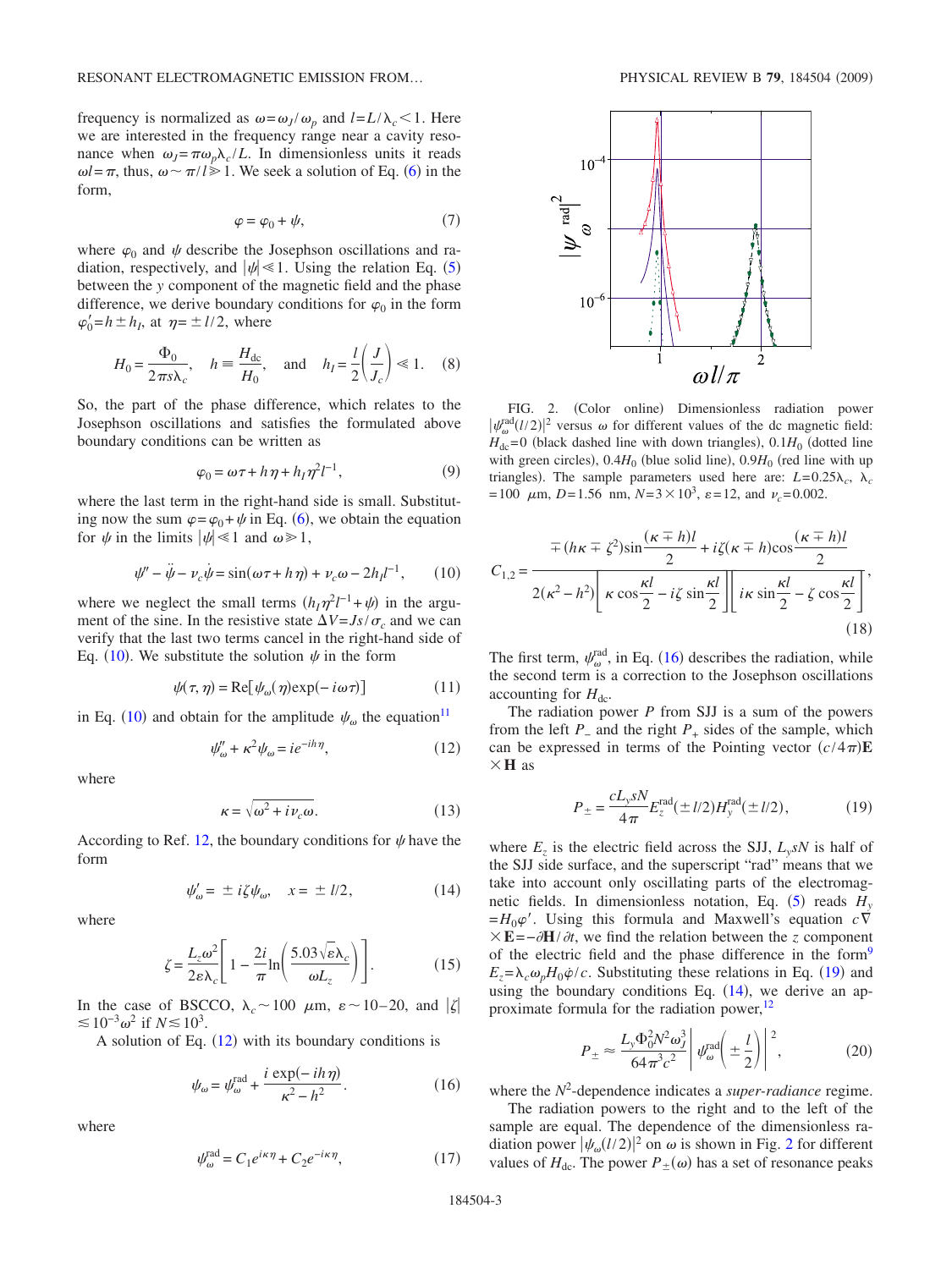frequency is normalized as $\omega=\omega_J/\omega_p$ and $l=L/\lambda_c<1$. Here we are interested in the frequency range near a cavity resonance when $\omega_J=\pi\omega_p\lambda_c/L$. In dimensionless units it reads $\omega l=\pi$, thus, $\omega\sim\pi/l\gg 1$. We seek a solution of Eq. (6) in the form,

$$\varphi=\varphi_0+\psi, \tag{7}$$

where $\varphi_0$ and $\psi$ describe the Josephson oscillations and radiation, respectively, and $|\psi|\ll 1$. Using the relation Eq. (5) between the $y$ component of the magnetic field and the phase difference, we derive boundary conditions for $\varphi_0$ in the form $\varphi_0'=h\pm h_I$, at $\eta=\pm l/2$, where

$$H_0=\frac{\Phi_0}{2\pi s\lambda_c},\quad h\equiv\frac{H_{dc}}{H_0},\quad\text{and}\quad h_I=\frac{l}{2}\left(\frac{J}{J_c}\right)\ll 1. \tag{8}$$

So, the part of the phase difference, which relates to the Josephson oscillations and satisfies the formulated above boundary conditions can be written as

$$\varphi_0=\omega\tau+h\eta+h_I\eta^2 l^{-1}, \tag{9}$$

where the last term in the right-hand side is small. Substituting now the sum $\varphi=\varphi_0+\psi$ in Eq. (6), we obtain the equation for $\psi$ in the limits $|\psi|\ll 1$ and $\omega\gg 1$,

$$\psi''-\ddot{\psi}-\nu_c\dot{\psi}=\sin(\omega\tau+h\eta)+\nu_c\omega-2h_I l^{-1}, \tag{10}$$

where we neglect the small terms $(h_I\eta^2 l^{-1}+\psi)$ in the argument of the sine. In the resistive state $\Delta V=Js/\sigma_c$ and we can verify that the last two terms cancel in the right-hand side of Eq. (10). We substitute the solution $\psi$ in the form

$$\psi(\tau,\eta)=\mathrm{Re}[\psi_\omega(\eta)\exp(-i\omega\tau)] \tag{11}$$

in Eq. (10) and obtain for the amplitude $\psi_\omega$ the equation[11]

$$\psi_\omega''+\kappa^2\psi_\omega=ie^{-ih\eta}, \tag{12}$$

where

$$\kappa=\sqrt{\omega^2+i\nu_c\omega}. \tag{13}$$

According to Ref. 12, the boundary conditions for $\psi$ have the form

$$\psi_\omega'=\pm i\zeta\psi_\omega,\quad x=\pm l/2, \tag{14}$$

where

$$\zeta=\frac{L_z\omega^2}{2\varepsilon\lambda_c}\left[1-\frac{2i}{\pi}\ln\left(\frac{5.03\sqrt{\varepsilon}\lambda_c}{\omega L_z}\right)\right]. \tag{15}$$

In the case of BSCCO, $\lambda_c\sim 100$ $\mu$m, $\varepsilon\sim 10$–$20$, and $|\zeta|\lesssim 10^{-3}\omega^2$ if $N\lesssim 10^3$.

A solution of Eq. (12) with its boundary conditions is

$$\psi_\omega=\psi_\omega^{\rm rad}+\frac{i\exp(-ih\eta)}{\kappa^2-h^2}. \tag{16}$$

where

$$\psi_\omega^{\rm rad}=C_1e^{i\kappa\eta}+C_2e^{-i\kappa\eta}, \tag{17}$$

FIG. 2. (Color online) Dimensionless radiation power $|\psi_\omega^{\rm rad}(l/2)|^2$ versus $\omega$ for different values of the dc magnetic field: $H_{dc}=0$ (black dashed line with down triangles), $0.1H_0$ (dotted line with green circles), $0.4H_0$ (blue solid line), $0.9H_0$ (red line with up triangles). The sample parameters used here are: $L=0.25\lambda_c$, $\lambda_c=100$ $\mu$m, $D=1.56$ nm, $N=3\times 10^3$, $\varepsilon=12$, and $\nu_c=0.002$.

$$C_{1,2}=\frac{\mp(h\kappa\mp\zeta^2)\sin\dfrac{(\kappa\mp h)l}{2}+i\zeta(\kappa\mp h)\cos\dfrac{(\kappa\mp h)l}{2}}{2(\kappa^2-h^2)\left[\kappa\cos\dfrac{\kappa l}{2}-i\zeta\sin\dfrac{\kappa l}{2}\right]\left[i\kappa\sin\dfrac{\kappa l}{2}-\zeta\cos\dfrac{\kappa l}{2}\right]}, \tag{18}$$

The first term, $\psi_\omega^{\rm rad}$, in Eq. (16) describes the radiation, while the second term is a correction to the Josephson oscillations accounting for $H_{dc}$.

The radiation power $P$ from SJJ is a sum of the powers from the left $P_-$ and the right $P_+$ sides of the sample, which can be expressed in terms of the Pointing vector $(c/4\pi)\mathbf{E}\times\mathbf{H}$ as

$$P_\pm=\frac{cL_ysN}{4\pi}E_z^{\rm rad}(\pm l/2)H_y^{\rm rad}(\pm l/2), \tag{19}$$

where $E_z$ is the electric field across the SJJ, $L_ysN$ is half of the SJJ side surface, and the superscript "rad" means that we take into account only oscillating parts of the electromagnetic fields. In dimensionless notation, Eq. (5) reads $H_y=H_0\varphi'$. Using this formula and Maxwell's equation $c\nabla\times\mathbf{E}=-\partial\mathbf{H}/\partial t$, we find the relation between the $z$ component of the electric field and the phase difference in the form[9] $E_z=\lambda_c\omega_pH_0\dot{\varphi}/c$. Substituting these relations in Eq. (19) and using the boundary conditions Eq. (14), we derive an approximate formula for the radiation power,[12]

$$P_\pm\approx\frac{L_y\Phi_0^2N^2\omega_J^3}{64\pi^3c^2}\left|\psi_\omega^{\rm rad}\left(\pm\frac{l}{2}\right)\right|^2, \tag{20}$$

where the $N^2$-dependence indicates a *super-radiance* regime.

The radiation powers to the right and to the left of the sample are equal. The dependence of the dimensionless radiation power $|\psi_\omega(l/2)|^2$ on $\omega$ is shown in Fig. 2 for different values of $H_{dc}$. The power $P_\pm(\omega)$ has a set of resonance peaks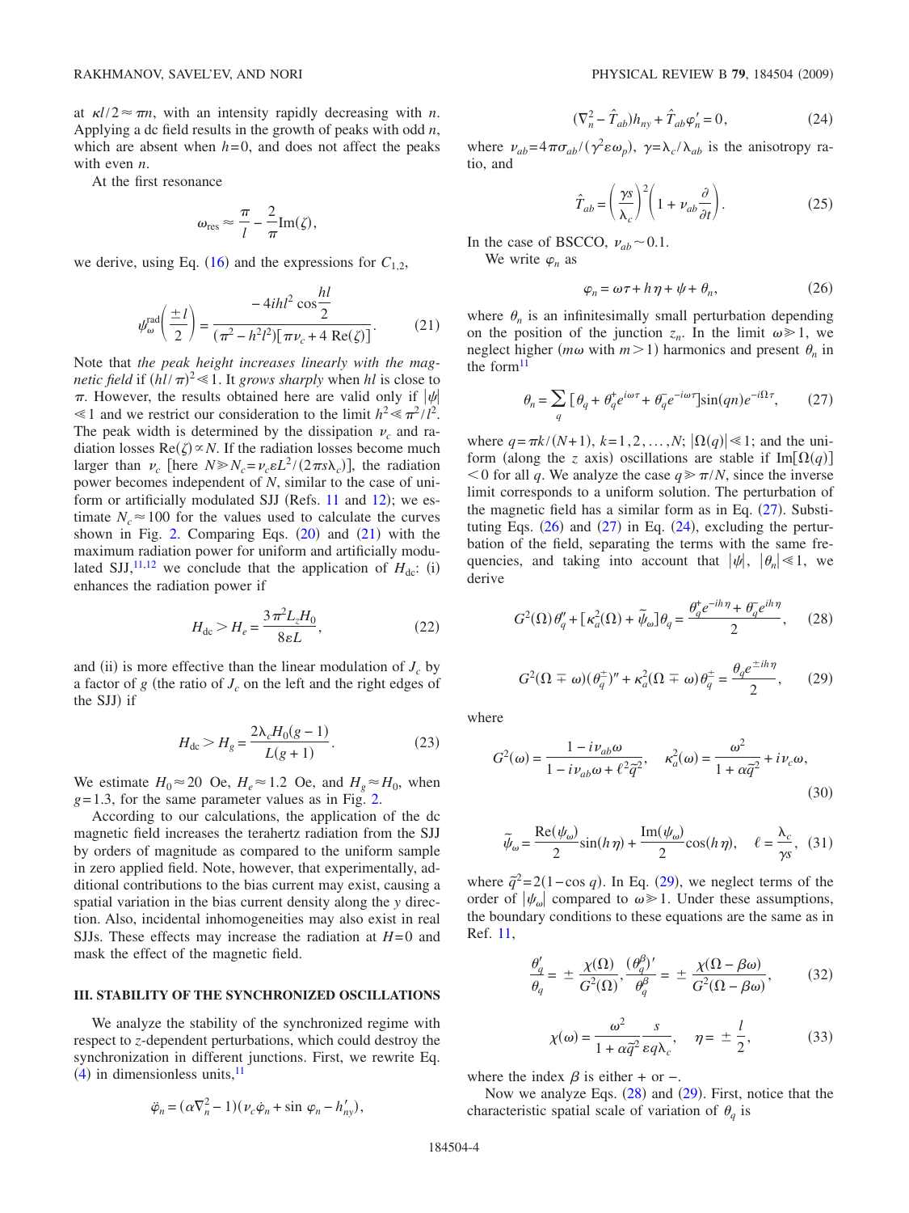at $\kappa l/2 \approx \pi n$, with an intensity rapidly decreasing with $n$. Applying a dc field results in the growth of peaks with odd $n$, which are absent when $h=0$, and does not affect the peaks with even $n$.

At the first resonance

$$\omega_{\rm res} \approx \frac{\pi}{l} - \frac{2}{\pi}{\rm Im}(\zeta),$$

we derive, using Eq. (16) and the expressions for $C_{1,2}$,

$$\psi_\omega^{\rm rad}\left(\frac{\pm l}{2}\right) = \frac{-4ihl^2 \cos\frac{hl}{2}}{(\pi^2 - h^2 l^2)[\pi\nu_c + 4\,{\rm Re}(\zeta)]}. \tag{21}$$

Note that *the peak height increases linearly with the magnetic field* if $(hl/\pi)^2 \ll 1$. It *grows sharply* when $hl$ is close to $\pi$. However, the results obtained here are valid only if $|\psi| \ll 1$ and we restrict our consideration to the limit $h^2 \ll \pi^2/l^2$. The peak width is determined by the dissipation $\nu_c$ and radiation losses ${\rm Re}(\zeta) \propto N$. If the radiation losses become much larger than $\nu_c$ [here $N \gg N_c = \nu_c \varepsilon L^2/(2\pi s \lambda_c)$], the radiation power becomes independent of $N$, similar to the case of uniform or artificially modulated SJJ (Refs. 11 and 12); we estimate $N_c \approx 100$ for the values used to calculate the curves shown in Fig. 2. Comparing Eqs. (20) and (21) with the maximum radiation power for uniform and artificially modulated SJJ,[11,12] we conclude that the application of $H_{\rm dc}$: (i) enhances the radiation power if

$$H_{\rm dc} > H_e = \frac{3\pi^2 L_z H_0}{8\varepsilon L}, \tag{22}$$

and (ii) is more effective than the linear modulation of $J_c$ by a factor of $g$ (the ratio of $J_c$ on the left and the right edges of the SJJ) if

$$H_{\rm dc} > H_g = \frac{2\lambda_c H_0 (g-1)}{L(g+1)}. \tag{23}$$

We estimate $H_0 \approx 20$ Oe, $H_e \approx 1.2$ Oe, and $H_g \approx H_0$, when $g=1.3$, for the same parameter values as in Fig. 2.

According to our calculations, the application of the dc magnetic field increases the terahertz radiation from the SJJ by orders of magnitude as compared to the uniform sample in zero applied field. Note, however, that experimentally, additional contributions to the bias current may exist, causing a spatial variation in the bias current density along the $y$ direction. Also, incidental inhomogeneities may also exist in real SJJs. These effects may increase the radiation at $H=0$ and mask the effect of the magnetic field.

## III. STABILITY OF THE SYNCHRONIZED OSCILLATIONS

We analyze the stability of the synchronized regime with respect to $z$-dependent perturbations, which could destroy the synchronization in different junctions. First, we rewrite Eq. (4) in dimensionless units,[11]

$$\ddot{\varphi}_n = (\alpha \nabla_n^2 - 1)(\nu_c \dot{\varphi}_n + \sin\varphi_n - h'_{ny}),$$

$$(\nabla_n^2 - \hat{T}_{ab})h_{ny} + \hat{T}_{ab}\varphi'_n = 0, \tag{24}$$

where $\nu_{ab} = 4\pi\sigma_{ab}/(\gamma^2 \varepsilon \omega_p)$, $\gamma = \lambda_c/\lambda_{ab}$ is the anisotropy ratio, and

$$\hat{T}_{ab} = \left(\frac{\gamma s}{\lambda_c}\right)^2 \left(1 + \nu_{ab}\frac{\partial}{\partial t}\right). \tag{25}$$

In the case of BSCCO, $\nu_{ab} \sim 0.1$.

We write $\varphi_n$ as

$$\varphi_n = \omega\tau + h\eta + \psi + \theta_n, \tag{26}$$

where $\theta_n$ is an infinitesimally small perturbation depending on the position of the junction $z_n$. In the limit $\omega \gg 1$, we neglect higher ($m\omega$ with $m>1$) harmonics and present $\theta_n$ in the form[11]

$$\theta_n = \sum_q [\theta_q + \theta_q^+ e^{i\omega\tau} + \theta_q^- e^{-i\omega\tau}]\sin(qn)e^{-i\Omega\tau}, \tag{27}$$

where $q = \pi k/(N+1)$, $k=1,2,\ldots,N$; $|\Omega(q)| \ll 1$; and the uniform (along the $z$ axis) oscillations are stable if ${\rm Im}[\Omega(q)] < 0$ for all $q$. We analyze the case $q \gg \pi/N$, since the inverse limit corresponds to a uniform solution. The perturbation of the magnetic field has a similar form as in Eq. (27). Substituting Eqs. (26) and (27) in Eq. (24), excluding the perturbation of the field, separating the terms with the same frequencies, and taking into account that $|\psi|$, $|\theta_n| \ll 1$, we derive

$$G^2(\Omega)\theta''_q + [\kappa_a^2(\Omega) + \tilde{\psi}_\omega]\theta_q = \frac{\theta_q^+ e^{-ih\eta} + \theta_q^- e^{ih\eta}}{2}, \tag{28}$$

$$G^2(\Omega \mp \omega)(\theta_q^\pm)'' + \kappa_a^2(\Omega \mp \omega)\theta_q^\pm = \frac{\theta_q e^{\pm ih\eta}}{2}, \tag{29}$$

where

$$G^2(\omega) = \frac{1 - i\nu_{ab}\omega}{1 - i\nu_{ab}\omega + \ell^2 \tilde{q}^2}, \quad \kappa_a^2(\omega) = \frac{\omega^2}{1 + \alpha\tilde{q}^2} + i\nu_c\omega, \tag{30}$$

$$\tilde{\psi}_\omega = \frac{{\rm Re}(\psi_\omega)}{2}\sin(h\eta) + \frac{{\rm Im}(\psi_\omega)}{2}\cos(h\eta), \quad \ell = \frac{\lambda_c}{\gamma s}, \tag{31}$$

where $\tilde{q}^2 = 2(1 - \cos q)$. In Eq. (29), we neglect terms of the order of $|\psi_\omega|$ compared to $\omega \gg 1$. Under these assumptions, the boundary conditions to these equations are the same as in Ref. 11,

$$\frac{\theta'_q}{\theta_q} = \pm\frac{\chi(\Omega)}{G^2(\Omega)}, \frac{(\theta_q^\beta)'}{\theta_q^\beta} = \pm\frac{\chi(\Omega - \beta\omega)}{G^2(\Omega - \beta\omega)}, \tag{32}$$

$$\chi(\omega) = \frac{\omega^2}{1 + \alpha\tilde{q}^2}\frac{s}{\varepsilon q \lambda_c}, \quad \eta = \pm\frac{l}{2}, \tag{33}$$

where the index $\beta$ is either + or −.

Now we analyze Eqs. (28) and (29). First, notice that the characteristic spatial scale of variation of $\theta_q$ is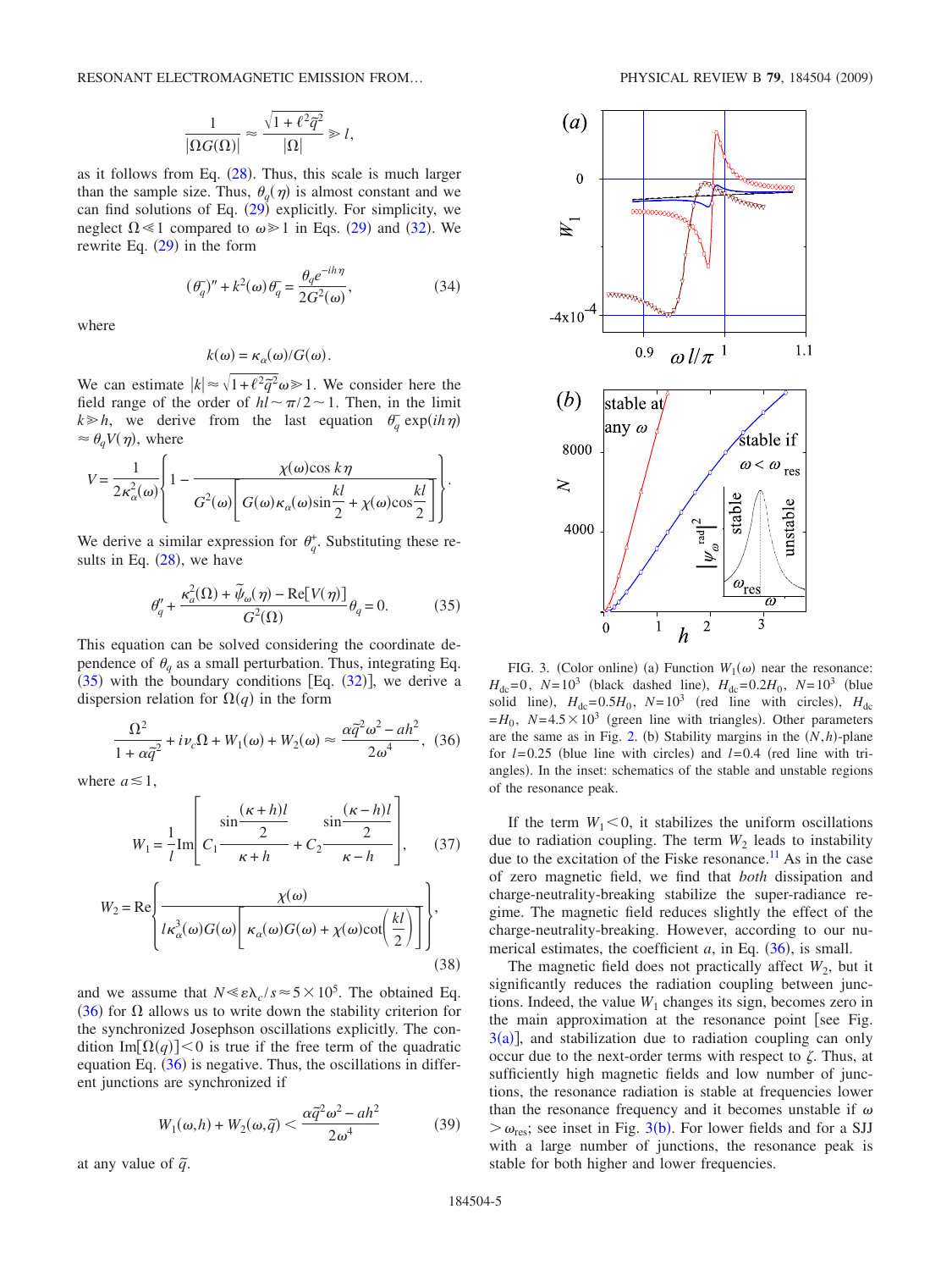$$\frac{1}{|\Omega G(\Omega)|} \approx \frac{\sqrt{1+\ell^2\tilde{q}^2}}{|\Omega|} \gg l,$$

as it follows from Eq. (28). Thus, this scale is much larger than the sample size. Thus, $\theta_q(\eta)$ is almost constant and we can find solutions of Eq. (29) explicitly. For simplicity, we neglect $\Omega \ll 1$ compared to $\omega \gg 1$ in Eqs. (29) and (32). We rewrite Eq. (29) in the form

$$(\theta_q^-)'' + k^2(\omega)\theta_q^- = \frac{\theta_q e^{-ih\eta}}{2G^2(\omega)}, \tag{34}$$

where

$$k(\omega) = \kappa_\alpha(\omega)/G(\omega).$$

We can estimate $|k| \approx \sqrt{1+\ell^2\tilde{q}^2}\,\omega \gg 1$. We consider here the field range of the order of $hl \sim \pi/2 \sim 1$. Then, in the limit $k \gg h$, we derive from the last equation $\theta_q^- \exp(ih\eta) \approx \theta_q V(\eta)$, where

$$V = \frac{1}{2\kappa_\alpha^2(\omega)}\left\{1 - \frac{\chi(\omega)\cos k\eta}{G^2(\omega)\left[G(\omega)\kappa_\alpha(\omega)\sin\frac{kl}{2} + \chi(\omega)\cos\frac{kl}{2}\right]}\right\}.$$

We derive a similar expression for $\theta_q^+$. Substituting these results in Eq. (28), we have

$$\theta_q'' + \frac{\kappa_\alpha^2(\Omega) + \tilde{\psi}_\omega(\eta) - \mathrm{Re}[V(\eta)]}{G^2(\Omega)}\theta_q = 0. \tag{35}$$

This equation can be solved considering the coordinate dependence of $\theta_q$ as a small perturbation. Thus, integrating Eq. (35) with the boundary conditions [Eq. (32)], we derive a dispersion relation for $\Omega(q)$ in the form

$$\frac{\Omega^2}{1+\alpha\tilde{q}^2} + i\nu_c\Omega + W_1(\omega) + W_2(\omega) \approx \frac{\alpha\tilde{q}^2\omega^2 - ah^2}{2\omega^4}, \tag{36}$$

where $a \lesssim 1$,

$$W_1 = \frac{1}{l}\mathrm{Im}\left[C_1\frac{\sin\frac{(\kappa+h)l}{2}}{\kappa+h} + C_2\frac{\sin\frac{(\kappa-h)l}{2}}{\kappa-h}\right], \tag{37}$$

$$W_2 = \mathrm{Re}\left\{\frac{\chi(\omega)}{l\kappa_\alpha^3(\omega)G(\omega)\left[\kappa_\alpha(\omega)G(\omega) + \chi(\omega)\cot\left(\frac{kl}{2}\right)\right]}\right\}, \tag{38}$$

and we assume that $N \ll \varepsilon\lambda_c/s \approx 5\times10^5$. The obtained Eq. (36) for $\Omega$ allows us to write down the stability criterion for the synchronized Josephson oscillations explicitly. The condition $\mathrm{Im}[\Omega(q)] < 0$ is true if the free term of the quadratic equation Eq. (36) is negative. Thus, the oscillations in different junctions are synchronized if

$$W_1(\omega,h) + W_2(\omega,\tilde{q}) < \frac{\alpha\tilde{q}^2\omega^2 - ah^2}{2\omega^4} \tag{39}$$

at any value of $\tilde{q}$.

FIG. 3. (Color online) (a) Function $W_1(\omega)$ near the resonance: $H_{dc}=0$, $N=10^3$ (black dashed line), $H_{dc}=0.2H_0$, $N=10^3$ (blue solid line), $H_{dc}=0.5H_0$, $N=10^3$ (red line with circles), $H_{dc}=H_0$, $N=4.5\times10^3$ (green line with triangles). Other parameters are the same as in Fig. 2. (b) Stability margins in the $(N,h)$-plane for $l=0.25$ (blue line with circles) and $l=0.4$ (red line with triangles). In the inset: schematics of the stable and unstable regions of the resonance peak.

If the term $W_1 < 0$, it stabilizes the uniform oscillations due to radiation coupling. The term $W_2$ leads to instability due to the excitation of the Fiske resonance.[11] As in the case of zero magnetic field, we find that *both* dissipation and charge-neutrality-breaking stabilize the super-radiance regime. The magnetic field reduces slightly the effect of the charge-neutrality-breaking. However, according to our numerical estimates, the coefficient $a$, in Eq. (36), is small.

The magnetic field does not practically affect $W_2$, but it significantly reduces the radiation coupling between junctions. Indeed, the value $W_1$ changes its sign, becomes zero in the main approximation at the resonance point [see Fig. 3(a)], and stabilization due to radiation coupling can only occur due to the next-order terms with respect to $\zeta$. Thus, at sufficiently high magnetic fields and low number of junctions, the resonance radiation is stable at frequencies lower than the resonance frequency and it becomes unstable if $\omega > \omega_{res}$; see inset in Fig. 3(b). For lower fields and for a SJJ with a large number of junctions, the resonance peak is stable for both higher and lower frequencies.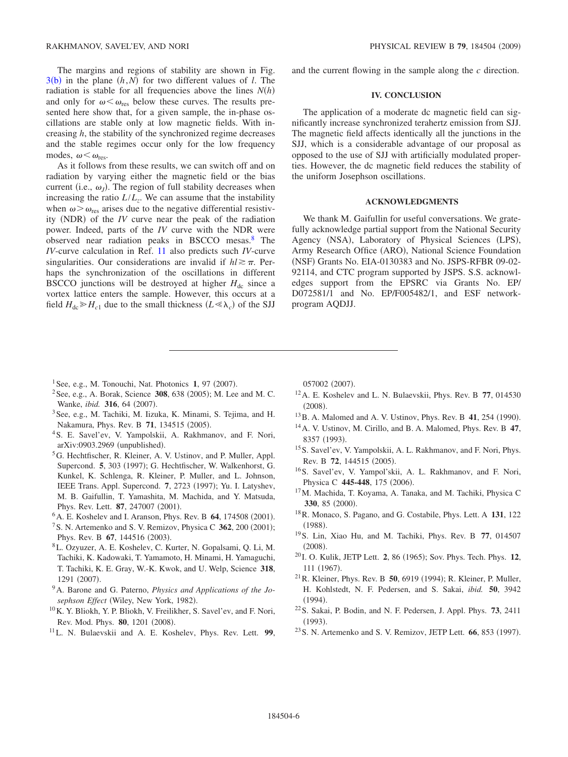The margins and regions of stability are shown in Fig. 3(b) in the plane $(h,N)$ for two different values of $l$. The radiation is stable for all frequencies above the lines $N(h)$ and only for $\omega < \omega_{\rm res}$ below these curves. The results presented here show that, for a given sample, the in-phase oscillations are stable only at low magnetic fields. With increasing $h$, the stability of the synchronized regime decreases and the stable regimes occur only for the low frequency modes, $\omega < \omega_{\rm res}$.

As it follows from these results, we can switch off and on radiation by varying either the magnetic field or the bias current (i.e., $\omega_J$). The region of full stability decreases when increasing the ratio $L/L_z$. We can assume that the instability when $\omega > \omega_{\rm res}$ arises due to the negative differential resistivity (NDR) of the *IV* curve near the peak of the radiation power. Indeed, parts of the *IV* curve with the NDR were observed near radiation peaks in BSCCO mesas.[8] The *IV*-curve calculation in Ref. 11 also predicts such *IV*-curve singularities. Our considerations are invalid if $hl \gtrsim \pi$. Perhaps the synchronization of the oscillations in different BSCCO junctions will be destroyed at higher $H_{\rm dc}$ since a vortex lattice enters the sample. However, this occurs at a field $H_{\rm dc} \gg H_{c1}$ due to the small thickness $(L \ll \lambda_c)$ of the SJJ and the current flowing in the sample along the $c$ direction.

## IV. CONCLUSION

The application of a moderate dc magnetic field can significantly increase synchronized terahertz emission from SJJ. The magnetic field affects identically all the junctions in the SJJ, which is a considerable advantage of our proposal as opposed to the use of SJJ with artificially modulated properties. However, the dc magnetic field reduces the stability of the uniform Josephson oscillations.

## ACKNOWLEDGMENTS

We thank M. Gaifullin for useful conversations. We gratefully acknowledge partial support from the National Security Agency (NSA), Laboratory of Physical Sciences (LPS), Army Research Office (ARO), National Science Foundation (NSF) Grants No. EIA-0130383 and No. JSPS-RFBR 09-02-92114, and CTC program supported by JSPS. S.S. acknowledges support from the EPSRC via Grants No. EP/D072581/1 and No. EP/F005482/1, and ESF network-program AQDJJ.

---

[1] See, e.g., M. Tonouchi, Nat. Photonics **1**, 97 (2007).

[2] See, e.g., A. Borak, Science **308**, 638 (2005); M. Lee and M. C. Wanke, *ibid.* **316**, 64 (2007).

[3] See, e.g., M. Tachiki, M. Iizuka, K. Minami, S. Tejima, and H. Nakamura, Phys. Rev. B **71**, 134515 (2005).

[4] S. E. Savel'ev, V. Yampolskii, A. Rakhmanov, and F. Nori, arXiv:0903.2969 (unpublished).

[5] G. Hechtfischer, R. Kleiner, A. V. Ustinov, and P. Muller, Appl. Supercond. **5**, 303 (1997); G. Hechtfischer, W. Walkenhorst, G. Kunkel, K. Schlenga, R. Kleiner, P. Muller, and L. Johnson, IEEE Trans. Appl. Supercond. **7**, 2723 (1997); Yu. I. Latyshev, M. B. Gaifullin, T. Yamashita, M. Machida, and Y. Matsuda, Phys. Rev. Lett. **87**, 247007 (2001).

[6] A. E. Koshelev and I. Aranson, Phys. Rev. B **64**, 174508 (2001).

[7] S. N. Artemenko and S. V. Remizov, Physica C **362**, 200 (2001); Phys. Rev. B **67**, 144516 (2003).

[8] L. Ozyuzer, A. E. Koshelev, C. Kurter, N. Gopalsami, Q. Li, M. Tachiki, K. Kadowaki, T. Yamamoto, H. Minami, H. Yamaguchi, T. Tachiki, K. E. Gray, W.-K. Kwok, and U. Welp, Science **318**, 1291 (2007).

[9] A. Barone and G. Paterno, *Physics and Applications of the Josephson Effect* (Wiley, New York, 1982).

[10] K. Y. Bliokh, Y. P. Bliokh, V. Freilikher, S. Savel'ev, and F. Nori, Rev. Mod. Phys. **80**, 1201 (2008).

[11] L. N. Bulaevskii and A. E. Koshelev, Phys. Rev. Lett. **99**, 057002 (2007).

[12] A. E. Koshelev and L. N. Bulaevskii, Phys. Rev. B **77**, 014530 (2008).

[13] B. A. Malomed and A. V. Ustinov, Phys. Rev. B **41**, 254 (1990).

[14] A. V. Ustinov, M. Cirillo, and B. A. Malomed, Phys. Rev. B **47**, 8357 (1993).

[15] S. Savel'ev, V. Yampolskii, A. L. Rakhmanov, and F. Nori, Phys. Rev. B **72**, 144515 (2005).

[16] S. Savel'ev, V. Yampol'skii, A. L. Rakhmanov, and F. Nori, Physica C **445-448**, 175 (2006).

[17] M. Machida, T. Koyama, A. Tanaka, and M. Tachiki, Physica C **330**, 85 (2000).

[18] R. Monaco, S. Pagano, and G. Costabile, Phys. Lett. A **131**, 122 (1988).

[19] S. Lin, Xiao Hu, and M. Tachiki, Phys. Rev. B **77**, 014507 (2008).

[20] I. O. Kulik, JETP Lett. **2**, 86 (1965); Sov. Phys. Tech. Phys. **12**, 111 (1967).

[21] R. Kleiner, Phys. Rev. B **50**, 6919 (1994); R. Kleiner, P. Muller, H. Kohlstedt, N. F. Pedersen, and S. Sakai, *ibid.* **50**, 3942 (1994).

[22] S. Sakai, P. Bodin, and N. F. Pedersen, J. Appl. Phys. **73**, 2411 (1993).

[23] S. N. Artemenko and S. V. Remizov, JETP Lett. **66**, 853 (1997).